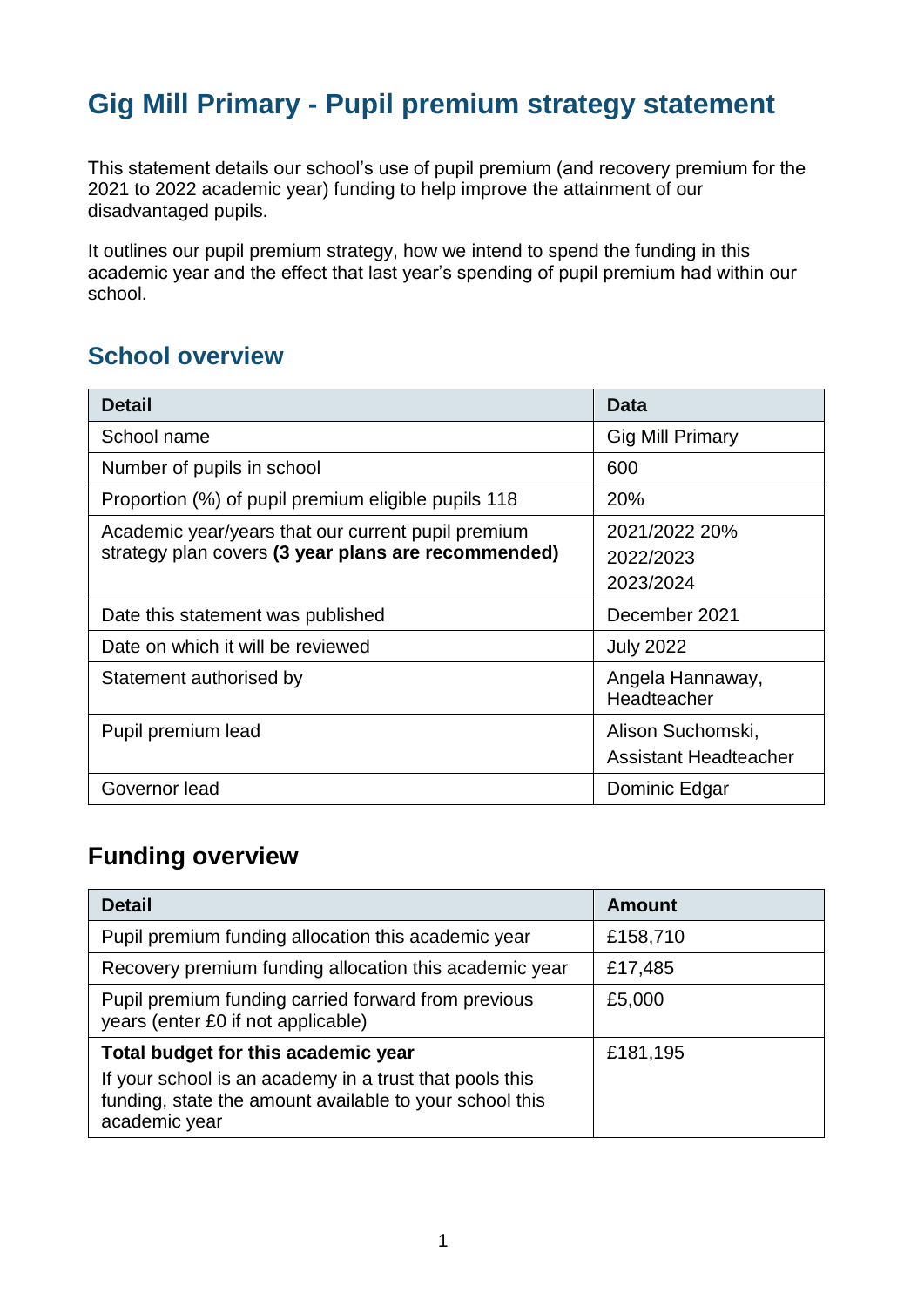# Gig Mill Primary - Pupil premium strategy statement

This statement details our school's use of pupil premium (and recovery premium for the 2021 to 2022 academic year) funding to help improve the attainment of our disadvantaged pupils.

It outlines our pupil premium strategy, how we intend to spend the funding in this academic year and the effect that last year's spending of pupil premium had within our school.

## School overview

| Detail | Data |
|---|---|
| School name | Gig Mill Primary |
| Number of pupils in school | 600 |
| Proportion (%) of pupil premium eligible pupils 118 | 20% |
| Academic year/years that our current pupil premium strategy plan covers **(3 year plans are recommended)** | 2021/2022 20%<br>2022/2023<br>2023/2024 |
| Date this statement was published | December 2021 |
| Date on which it will be reviewed | July 2022 |
| Statement authorised by | Angela Hannaway, Headteacher |
| Pupil premium lead | Alison Suchomski, Assistant Headteacher |
| Governor lead | Dominic Edgar |

## Funding overview

| Detail | Amount |
|---|---|
| Pupil premium funding allocation this academic year | £158,710 |
| Recovery premium funding allocation this academic year | £17,485 |
| Pupil premium funding carried forward from previous years (enter £0 if not applicable) | £5,000 |
| **Total budget for this academic year**<br>If your school is an academy in a trust that pools this funding, state the amount available to your school this academic year | £181,195 |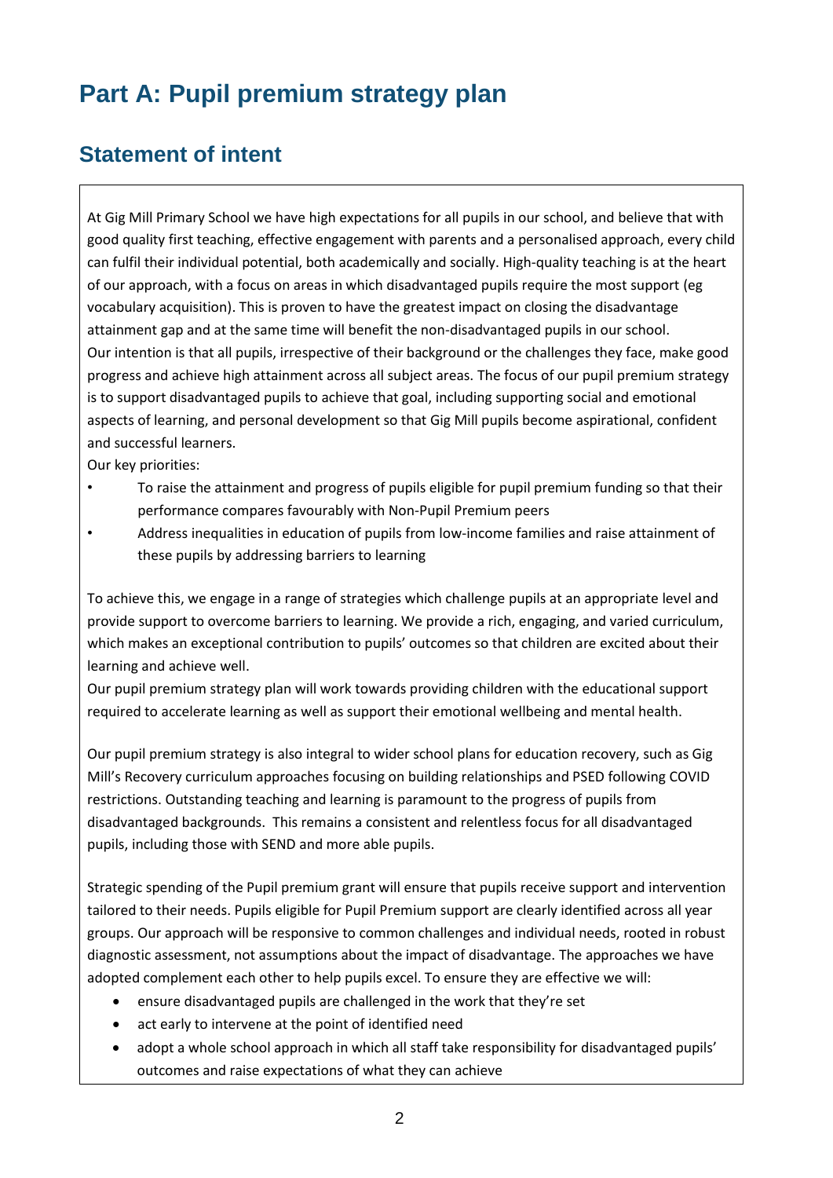# Part A: Pupil premium strategy plan

## Statement of intent

At Gig Mill Primary School we have high expectations for all pupils in our school, and believe that with good quality first teaching, effective engagement with parents and a personalised approach, every child can fulfil their individual potential, both academically and socially. High-quality teaching is at the heart of our approach, with a focus on areas in which disadvantaged pupils require the most support (eg vocabulary acquisition). This is proven to have the greatest impact on closing the disadvantage attainment gap and at the same time will benefit the non-disadvantaged pupils in our school.
Our intention is that all pupils, irrespective of their background or the challenges they face, make good progress and achieve high attainment across all subject areas. The focus of our pupil premium strategy is to support disadvantaged pupils to achieve that goal, including supporting social and emotional aspects of learning, and personal development so that Gig Mill pupils become aspirational, confident and successful learners.
Our key priorities:

- To raise the attainment and progress of pupils eligible for pupil premium funding so that their performance compares favourably with Non-Pupil Premium peers
- Address inequalities in education of pupils from low-income families and raise attainment of these pupils by addressing barriers to learning

To achieve this, we engage in a range of strategies which challenge pupils at an appropriate level and provide support to overcome barriers to learning. We provide a rich, engaging, and varied curriculum, which makes an exceptional contribution to pupils' outcomes so that children are excited about their learning and achieve well.
Our pupil premium strategy plan will work towards providing children with the educational support required to accelerate learning as well as support their emotional wellbeing and mental health.

Our pupil premium strategy is also integral to wider school plans for education recovery, such as Gig Mill's Recovery curriculum approaches focusing on building relationships and PSED following COVID restrictions. Outstanding teaching and learning is paramount to the progress of pupils from disadvantaged backgrounds. This remains a consistent and relentless focus for all disadvantaged pupils, including those with SEND and more able pupils.

Strategic spending of the Pupil premium grant will ensure that pupils receive support and intervention tailored to their needs. Pupils eligible for Pupil Premium support are clearly identified across all year groups. Our approach will be responsive to common challenges and individual needs, rooted in robust diagnostic assessment, not assumptions about the impact of disadvantage. The approaches we have adopted complement each other to help pupils excel. To ensure they are effective we will:

- ensure disadvantaged pupils are challenged in the work that they're set
- act early to intervene at the point of identified need
- adopt a whole school approach in which all staff take responsibility for disadvantaged pupils' outcomes and raise expectations of what they can achieve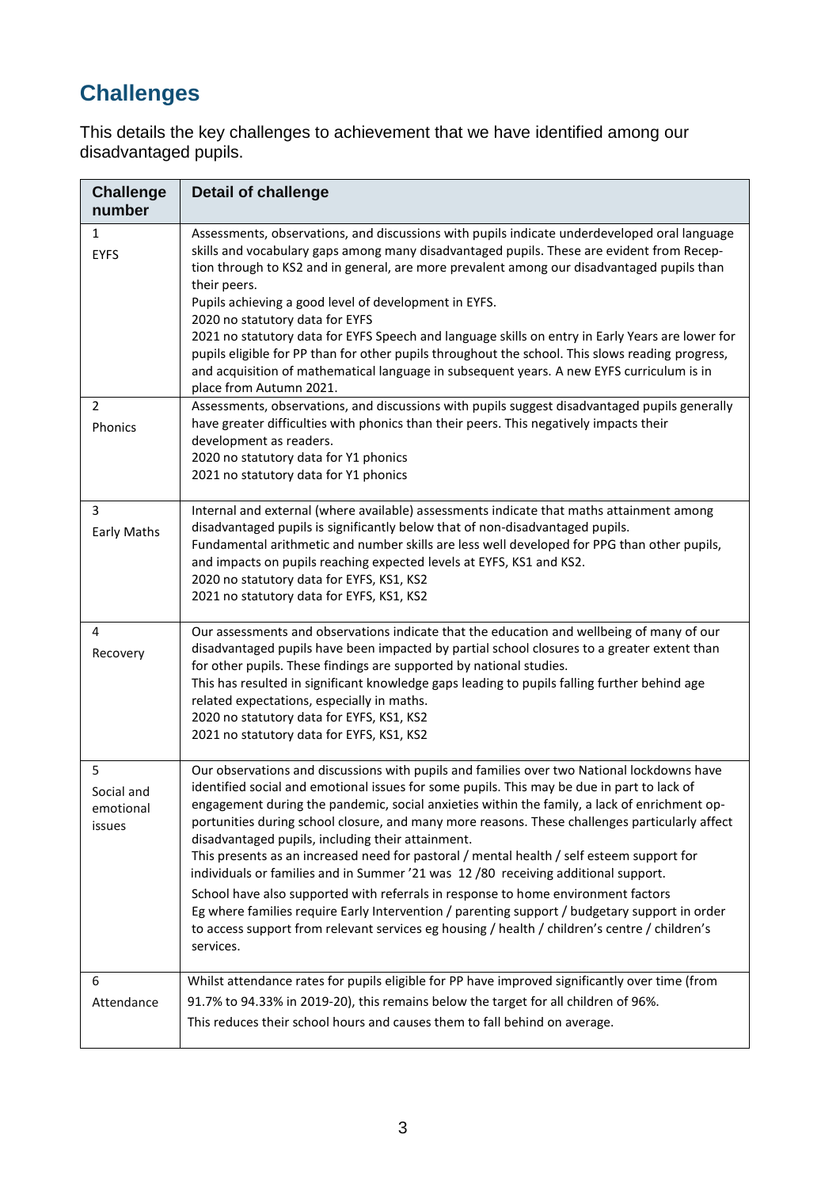## Challenges

This details the key challenges to achievement that we have identified among our disadvantaged pupils.

| Challenge number | Detail of challenge |
|---|---|
| 1<br>EYFS | Assessments, observations, and discussions with pupils indicate underdeveloped oral language skills and vocabulary gaps among many disadvantaged pupils. These are evident from Reception through to KS2 and in general, are more prevalent among our disadvantaged pupils than their peers.<br>Pupils achieving a good level of development in EYFS.<br>2020 no statutory data for EYFS<br>2021 no statutory data for EYFS Speech and language skills on entry in Early Years are lower for pupils eligible for PP than for other pupils throughout the school. This slows reading progress, and acquisition of mathematical language in subsequent years. A new EYFS curriculum is in place from Autumn 2021. |
| 2<br>Phonics | Assessments, observations, and discussions with pupils suggest disadvantaged pupils generally have greater difficulties with phonics than their peers. This negatively impacts their development as readers.<br>2020 no statutory data for Y1 phonics<br>2021 no statutory data for Y1 phonics |
| 3<br>Early Maths | Internal and external (where available) assessments indicate that maths attainment among disadvantaged pupils is significantly below that of non-disadvantaged pupils.<br>Fundamental arithmetic and number skills are less well developed for PPG than other pupils, and impacts on pupils reaching expected levels at EYFS, KS1 and KS2.<br>2020 no statutory data for EYFS, KS1, KS2<br>2021 no statutory data for EYFS, KS1, KS2 |
| 4<br>Recovery | Our assessments and observations indicate that the education and wellbeing of many of our disadvantaged pupils have been impacted by partial school closures to a greater extent than for other pupils. These findings are supported by national studies.<br>This has resulted in significant knowledge gaps leading to pupils falling further behind age related expectations, especially in maths.<br>2020 no statutory data for EYFS, KS1, KS2<br>2021 no statutory data for EYFS, KS1, KS2 |
| 5<br>Social and emotional issues | Our observations and discussions with pupils and families over two National lockdowns have identified social and emotional issues for some pupils. This may be due in part to lack of engagement during the pandemic, social anxieties within the family, a lack of enrichment opportunities during school closure, and many more reasons. These challenges particularly affect disadvantaged pupils, including their attainment.<br>This presents as an increased need for pastoral / mental health / self esteem support for individuals or families and in Summer '21 was 12 /80 receiving additional support.<br>School have also supported with referrals in response to home environment factors Eg where families require Early Intervention / parenting support / budgetary support in order to access support from relevant services eg housing / health / children's centre / children's services. |
| 6<br>Attendance | Whilst attendance rates for pupils eligible for PP have improved significantly over time (from 91.7% to 94.33% in 2019-20), this remains below the target for all children of 96%.<br>This reduces their school hours and causes them to fall behind on average. |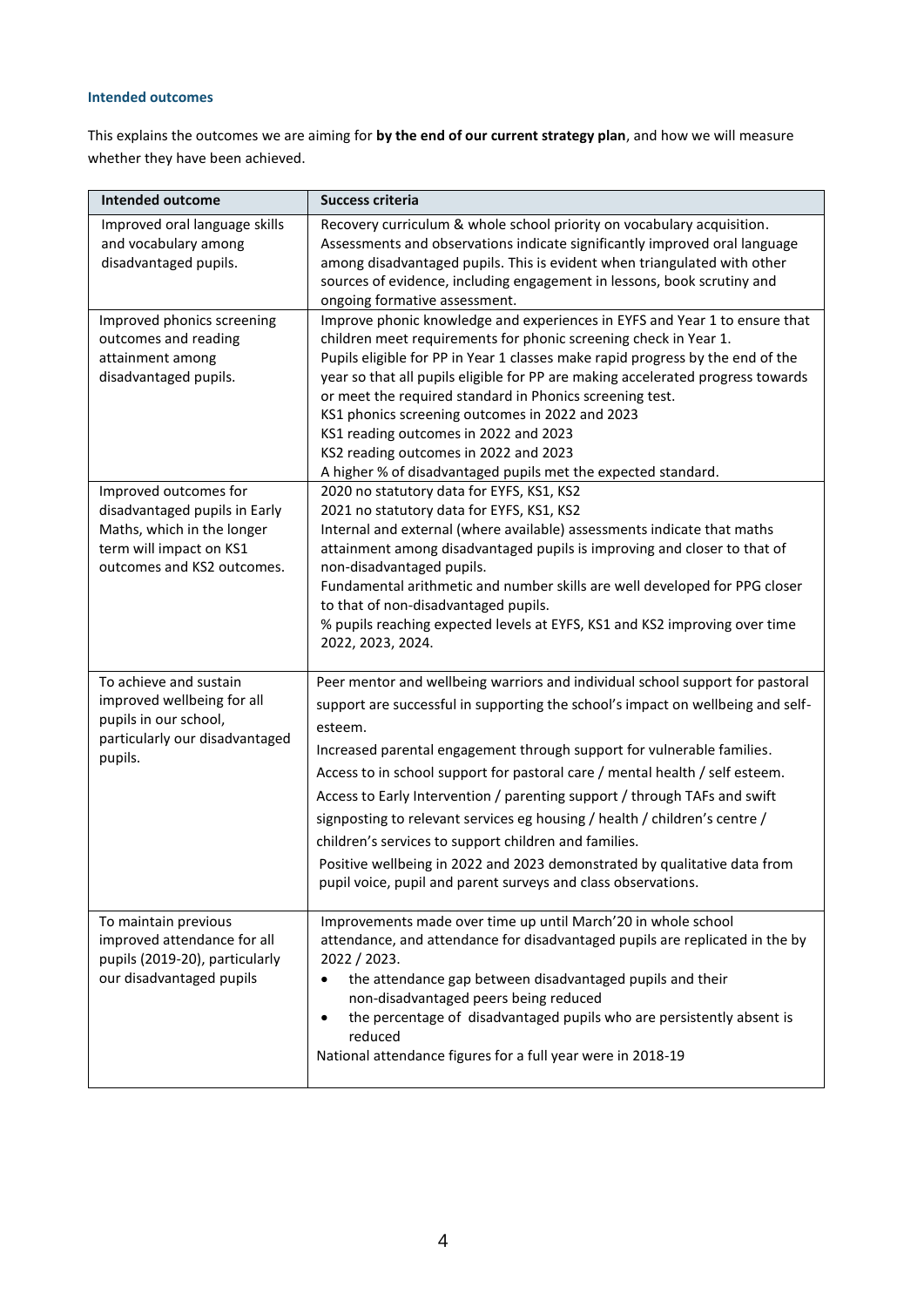### Intended outcomes

This explains the outcomes we are aiming for **by the end of our current strategy plan**, and how we will measure whether they have been achieved.

| Intended outcome | Success criteria |
|---|---|
| Improved oral language skills and vocabulary among disadvantaged pupils. | Recovery curriculum & whole school priority on vocabulary acquisition.<br>Assessments and observations indicate significantly improved oral language among disadvantaged pupils. This is evident when triangulated with other sources of evidence, including engagement in lessons, book scrutiny and ongoing formative assessment. |
| Improved phonics screening outcomes and reading attainment among disadvantaged pupils. | Improve phonic knowledge and experiences in EYFS and Year 1 to ensure that children meet requirements for phonic screening check in Year 1.<br>Pupils eligible for PP in Year 1 classes make rapid progress by the end of the year so that all pupils eligible for PP are making accelerated progress towards or meet the required standard in Phonics screening test.<br>KS1 phonics screening outcomes in 2022 and 2023<br>KS1 reading outcomes in 2022 and 2023<br>KS2 reading outcomes in 2022 and 2023<br>A higher % of disadvantaged pupils met the expected standard. |
| Improved outcomes for disadvantaged pupils in Early Maths, which in the longer term will impact on KS1 outcomes and KS2 outcomes. | 2020 no statutory data for EYFS, KS1, KS2<br>2021 no statutory data for EYFS, KS1, KS2<br>Internal and external (where available) assessments indicate that maths attainment among disadvantaged pupils is improving and closer to that of non-disadvantaged pupils.<br>Fundamental arithmetic and number skills are well developed for PPG closer to that of non-disadvantaged pupils.<br>% pupils reaching expected levels at EYFS, KS1 and KS2 improving over time 2022, 2023, 2024. |
| To achieve and sustain improved wellbeing for all pupils in our school, particularly our disadvantaged pupils. | Peer mentor and wellbeing warriors and individual school support for pastoral support are successful in supporting the school's impact on wellbeing and self-esteem.<br>Increased parental engagement through support for vulnerable families.<br>Access to in school support for pastoral care / mental health / self esteem.<br>Access to Early Intervention / parenting support / through TAFs and swift signposting to relevant services eg housing / health / children's centre / children's services to support children and families.<br>Positive wellbeing in 2022 and 2023 demonstrated by qualitative data from pupil voice, pupil and parent surveys and class observations. |
| To maintain previous improved attendance for all pupils (2019-20), particularly our disadvantaged pupils | Improvements made over time up until March'20 in whole school attendance, and attendance for disadvantaged pupils are replicated in the by 2022 / 2023.<br>• the attendance gap between disadvantaged pupils and their non-disadvantaged peers being reduced<br>• the percentage of disadvantaged pupils who are persistently absent is reduced<br>National attendance figures for a full year were in 2018-19 |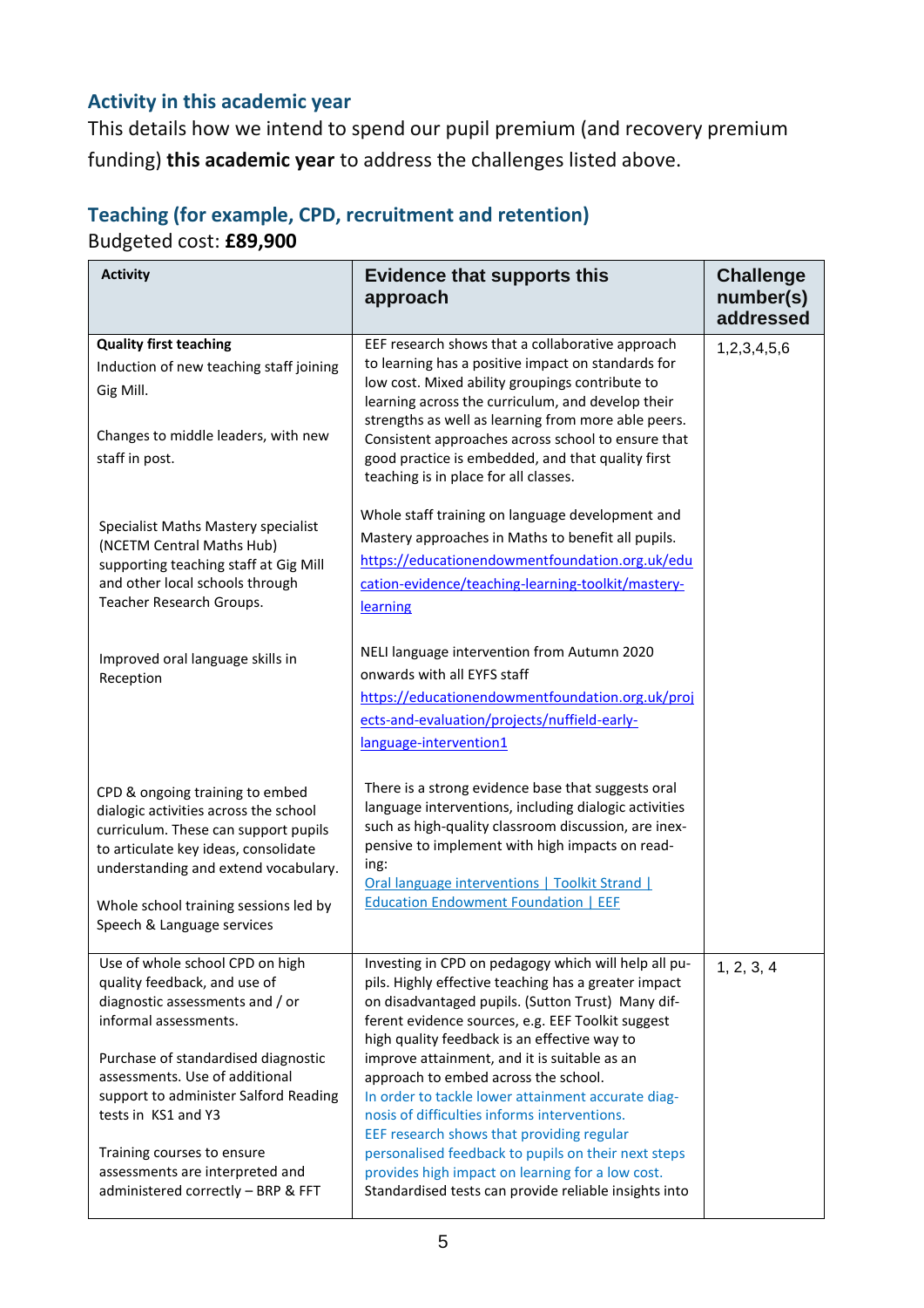## Activity in this academic year

This details how we intend to spend our pupil premium (and recovery premium funding) **this academic year** to address the challenges listed above.

### Teaching (for example, CPD, recruitment and retention)

Budgeted cost: **£89,900**

| Activity | Evidence that supports this approach | Challenge number(s) addressed |
|---|---|---|
| **Quality first teaching**<br>Induction of new teaching staff joining Gig Mill.<br><br>Changes to middle leaders, with new staff in post.<br><br>Specialist Maths Mastery specialist (NCETM Central Maths Hub) supporting teaching staff at Gig Mill and other local schools through Teacher Research Groups.<br><br>Improved oral language skills in Reception<br><br>CPD & ongoing training to embed dialogic activities across the school curriculum. These can support pupils to articulate key ideas, consolidate understanding and extend vocabulary.<br><br>Whole school training sessions led by Speech & Language services | EEF research shows that a collaborative approach to learning has a positive impact on standards for low cost. Mixed ability groupings contribute to learning across the curriculum, and develop their strengths as well as learning from more able peers. Consistent approaches across school to ensure that good practice is embedded, and that quality first teaching is in place for all classes.<br><br>Whole staff training on language development and Mastery approaches in Maths to benefit all pupils.<br>https://educationendowmentfoundation.org.uk/education-evidence/teaching-learning-toolkit/mastery-learning<br><br>NELI language intervention from Autumn 2020 onwards with all EYFS staff<br>https://educationendowmentfoundation.org.uk/projects-and-evaluation/projects/nuffield-early-language-intervention1<br><br>There is a strong evidence base that suggests oral language interventions, including dialogic activities such as high-quality classroom discussion, are inexpensive to implement with high impacts on reading:<br>Oral language interventions \| Toolkit Strand \| Education Endowment Foundation \| EEF | 1,2,3,4,5,6 |
| Use of whole school CPD on high quality feedback, and use of diagnostic assessments and / or informal assessments.<br><br>Purchase of standardised diagnostic assessments. Use of additional support to administer Salford Reading tests in KS1 and Y3<br><br>Training courses to ensure assessments are interpreted and administered correctly – BRP & FFT | Investing in CPD on pedagogy which will help all pupils. Highly effective teaching has a greater impact on disadvantaged pupils. (Sutton Trust) Many different evidence sources, e.g. EEF Toolkit suggest high quality feedback is an effective way to improve attainment, and it is suitable as an approach to embed across the school.<br>In order to tackle lower attainment accurate diagnosis of difficulties informs interventions.<br>EEF research shows that providing regular personalised feedback to pupils on their next steps provides high impact on learning for a low cost.<br>Standardised tests can provide reliable insights into | 1, 2, 3, 4 |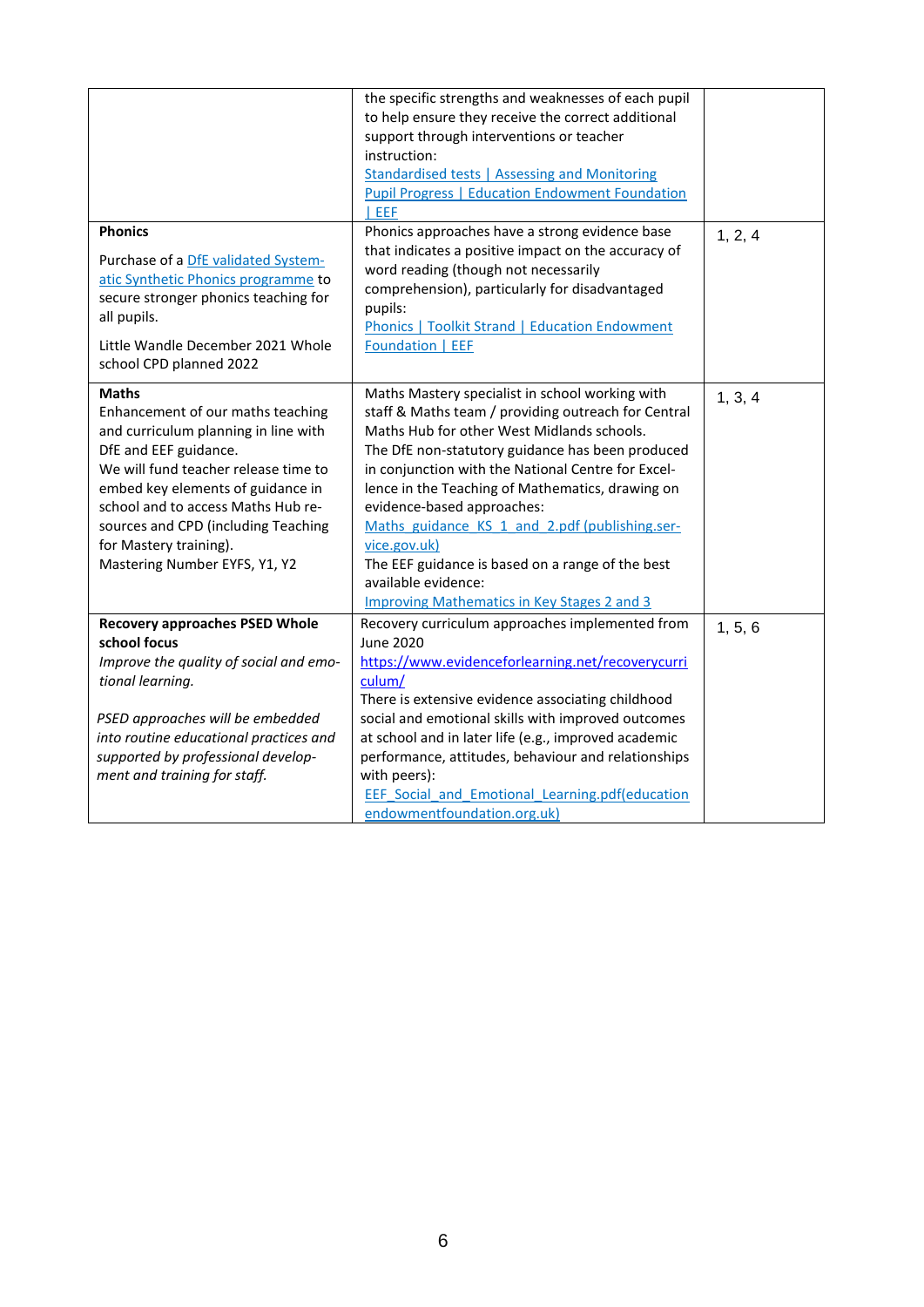| | | |
|---|---|---|
| | the specific strengths and weaknesses of each pupil to help ensure they receive the correct additional support through interventions or teacher instruction: Standardised tests \| Assessing and Monitoring Pupil Progress \| Education Endowment Foundation \| EEF | |
| **Phonics**<br><br>Purchase of a DfE validated Systematic Synthetic Phonics programme to secure stronger phonics teaching for all pupils.<br><br>Little Wandle December 2021 Whole school CPD planned 2022 | Phonics approaches have a strong evidence base that indicates a positive impact on the accuracy of word reading (though not necessarily comprehension), particularly for disadvantaged pupils: Phonics \| Toolkit Strand \| Education Endowment Foundation \| EEF | 1, 2, 4 |
| **Maths**<br>Enhancement of our maths teaching and curriculum planning in line with DfE and EEF guidance.<br>We will fund teacher release time to embed key elements of guidance in school and to access Maths Hub resources and CPD (including Teaching for Mastery training).<br>Mastering Number EYFS, Y1, Y2 | Maths Mastery specialist in school working with staff & Maths team / providing outreach for Central Maths Hub for other West Midlands schools.<br>The DfE non-statutory guidance has been produced in conjunction with the National Centre for Excellence in the Teaching of Mathematics, drawing on evidence-based approaches:<br>Maths_guidance_KS_1_and_2.pdf (publishing.service.gov.uk)<br>The EEF guidance is based on a range of the best available evidence:<br>Improving Mathematics in Key Stages 2 and 3 | 1, 3, 4 |
| **Recovery approaches PSED Whole school focus**<br>*Improve the quality of social and emotional learning.*<br><br>*PSED approaches will be embedded into routine educational practices and supported by professional development and training for staff.* | Recovery curriculum approaches implemented from June 2020<br>https://www.evidenceforlearning.net/recoverycurriculum/<br>There is extensive evidence associating childhood social and emotional skills with improved outcomes at school and in later life (e.g., improved academic performance, attitudes, behaviour and relationships with peers):<br>EEF_Social_and_Emotional_Learning.pdf(educationendowmentfoundation.org.uk) | 1, 5, 6 |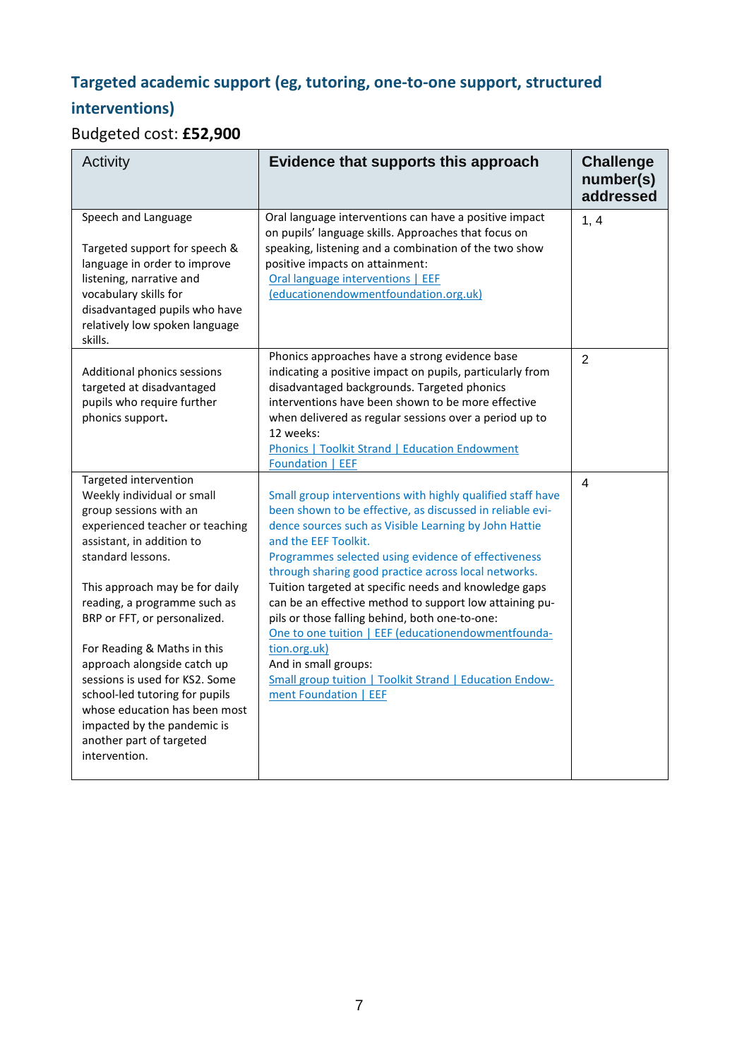## Targeted academic support (eg, tutoring, one-to-one support, structured interventions)

Budgeted cost: **£52,900**

| Activity | Evidence that supports this approach | Challenge number(s) addressed |
|---|---|---|
| Speech and Language<br><br>Targeted support for speech & language in order to improve listening, narrative and vocabulary skills for disadvantaged pupils who have relatively low spoken language skills. | Oral language interventions can have a positive impact on pupils' language skills. Approaches that focus on speaking, listening and a combination of the two show positive impacts on attainment:<br>Oral language interventions \| EEF (educationendowmentfoundation.org.uk) | 1, 4 |
| Additional phonics sessions targeted at disadvantaged pupils who require further phonics support. | Phonics approaches have a strong evidence base indicating a positive impact on pupils, particularly from disadvantaged backgrounds. Targeted phonics interventions have been shown to be more effective when delivered as regular sessions over a period up to 12 weeks:<br>Phonics \| Toolkit Strand \| Education Endowment Foundation \| EEF | 2 |
| Targeted intervention<br>Weekly individual or small group sessions with an experienced teacher or teaching assistant, in addition to standard lessons.<br><br>This approach may be for daily reading, a programme such as BRP or FFT, or personalized.<br><br>For Reading & Maths in this approach alongside catch up sessions is used for KS2. Some school-led tutoring for pupils whose education has been most impacted by the pandemic is another part of targeted intervention. | Small group interventions with highly qualified staff have been shown to be effective, as discussed in reliable evidence sources such as Visible Learning by John Hattie and the EEF Toolkit.<br>Programmes selected using evidence of effectiveness through sharing good practice across local networks.<br>Tuition targeted at specific needs and knowledge gaps can be an effective method to support low attaining pupils or those falling behind, both one-to-one:<br>One to one tuition \| EEF (educationendowmentfoundation.org.uk)<br>And in small groups:<br>Small group tuition \| Toolkit Strand \| Education Endowment Foundation \| EEF | 4 |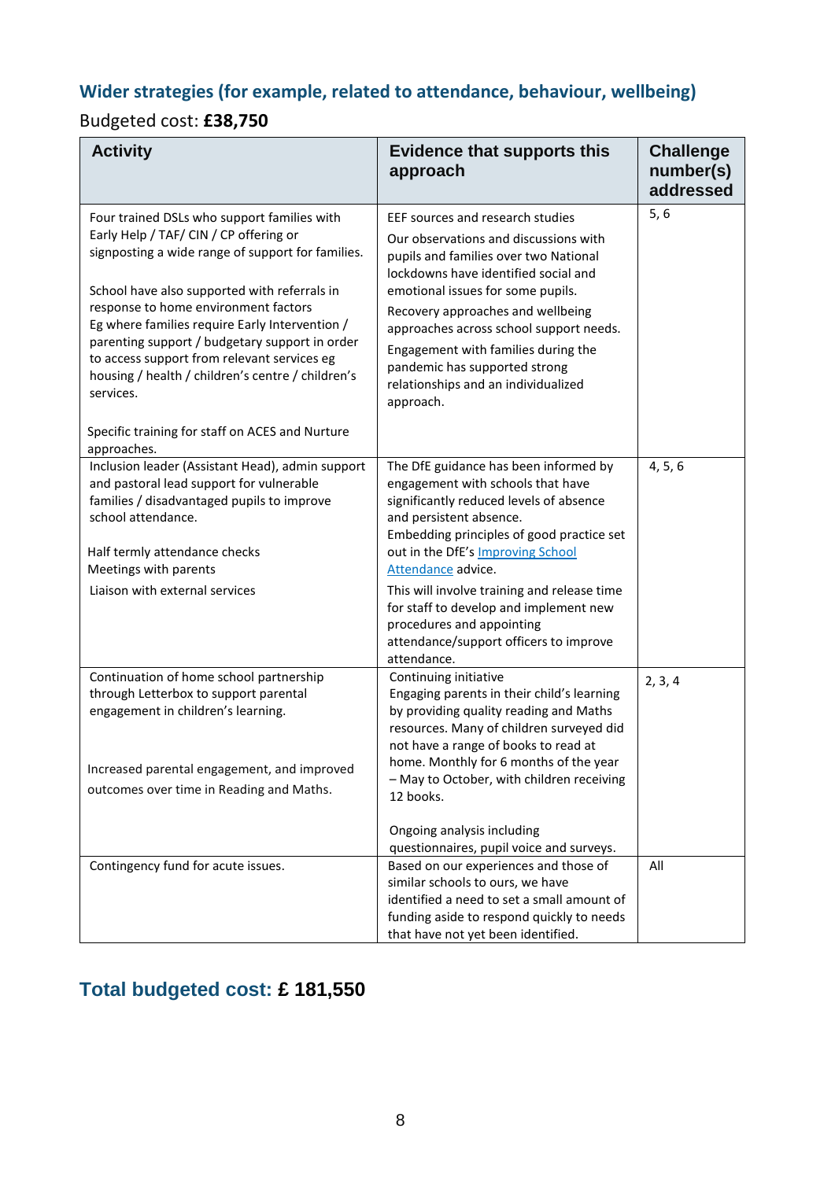## Wider strategies (for example, related to attendance, behaviour, wellbeing)

Budgeted cost: **£38,750**

| Activity | Evidence that supports this approach | Challenge number(s) addressed |
|---|---|---|
| Four trained DSLs who support families with Early Help / TAF/ CIN / CP offering or signposting a wide range of support for families.<br><br>School have also supported with referrals in response to home environment factors Eg where families require Early Intervention / parenting support / budgetary support in order to access support from relevant services eg housing / health / children's centre / children's services.<br><br>Specific training for staff on ACES and Nurture approaches. | EEF sources and research studies<br>Our observations and discussions with pupils and families over two National lockdowns have identified social and emotional issues for some pupils.<br>Recovery approaches and wellbeing approaches across school support needs.<br>Engagement with families during the pandemic has supported strong relationships and an individualized approach. | 5, 6 |
| Inclusion leader (Assistant Head), admin support and pastoral lead support for vulnerable families / disadvantaged pupils to improve school attendance.<br><br>Half termly attendance checks<br>Meetings with parents<br>Liaison with external services | The DfE guidance has been informed by engagement with schools that have significantly reduced levels of absence and persistent absence.<br>Embedding principles of good practice set out in the DfE's [Improving School Attendance]() advice.<br>This will involve training and release time for staff to develop and implement new procedures and appointing attendance/support officers to improve attendance. | 4, 5, 6 |
| Continuation of home school partnership through Letterbox to support parental engagement in children's learning.<br><br>Increased parental engagement, and improved outcomes over time in Reading and Maths. | Continuing initiative<br>Engaging parents in their child's learning by providing quality reading and Maths resources. Many of children surveyed did not have a range of books to read at home. Monthly for 6 months of the year – May to October, with children receiving 12 books.<br><br>Ongoing analysis including questionnaires, pupil voice and surveys. | 2, 3, 4 |
| Contingency fund for acute issues. | Based on our experiences and those of similar schools to ours, we have identified a need to set a small amount of funding aside to respond quickly to needs that have not yet been identified. | All |

## Total budgeted cost: £ 181,550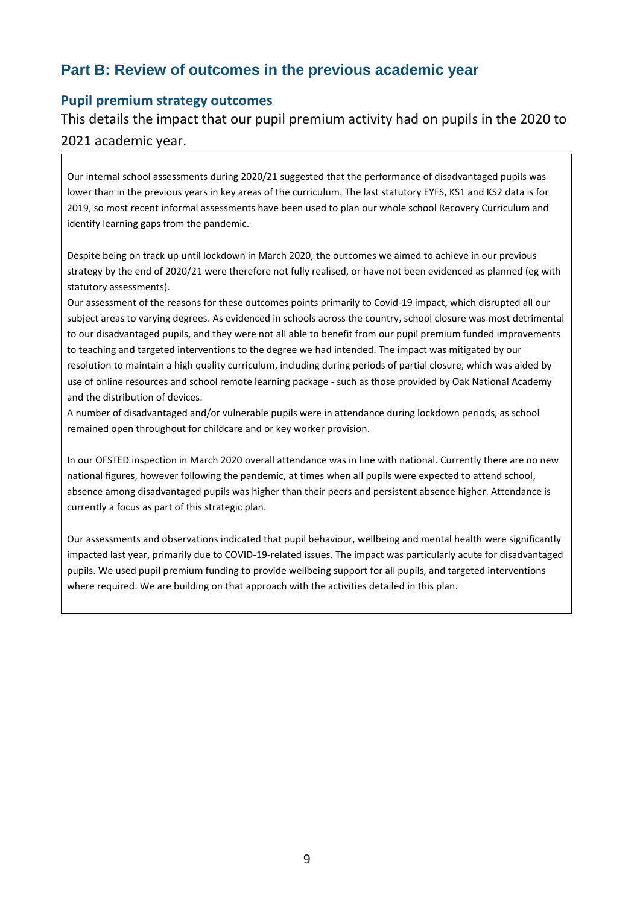## Part B: Review of outcomes in the previous academic year

### Pupil premium strategy outcomes

This details the impact that our pupil premium activity had on pupils in the 2020 to 2021 academic year.

Our internal school assessments during 2020/21 suggested that the performance of disadvantaged pupils was lower than in the previous years in key areas of the curriculum. The last statutory EYFS, KS1 and KS2 data is for 2019, so most recent informal assessments have been used to plan our whole school Recovery Curriculum and identify learning gaps from the pandemic.

Despite being on track up until lockdown in March 2020, the outcomes we aimed to achieve in our previous strategy by the end of 2020/21 were therefore not fully realised, or have not been evidenced as planned (eg with statutory assessments).

Our assessment of the reasons for these outcomes points primarily to Covid-19 impact, which disrupted all our subject areas to varying degrees. As evidenced in schools across the country, school closure was most detrimental to our disadvantaged pupils, and they were not all able to benefit from our pupil premium funded improvements to teaching and targeted interventions to the degree we had intended. The impact was mitigated by our resolution to maintain a high quality curriculum, including during periods of partial closure, which was aided by use of online resources and school remote learning package - such as those provided by Oak National Academy and the distribution of devices.

A number of disadvantaged and/or vulnerable pupils were in attendance during lockdown periods, as school remained open throughout for childcare and or key worker provision.

In our OFSTED inspection in March 2020 overall attendance was in line with national. Currently there are no new national figures, however following the pandemic, at times when all pupils were expected to attend school, absence among disadvantaged pupils was higher than their peers and persistent absence higher. Attendance is currently a focus as part of this strategic plan.

Our assessments and observations indicated that pupil behaviour, wellbeing and mental health were significantly impacted last year, primarily due to COVID-19-related issues. The impact was particularly acute for disadvantaged pupils. We used pupil premium funding to provide wellbeing support for all pupils, and targeted interventions where required. We are building on that approach with the activities detailed in this plan.